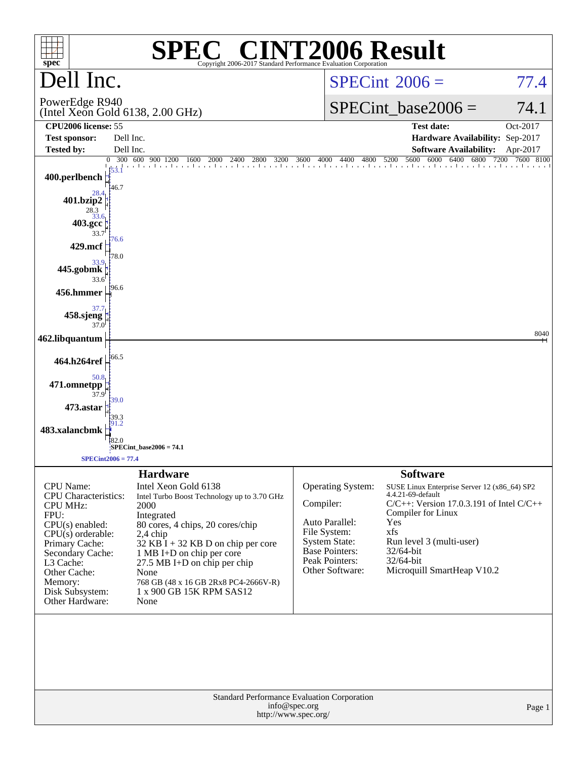# SPEC® CINT2006 Result

Copyright 2006-2017 Standard Performance Evaluation Corporation

## Dell Inc.

PowerEdge R940
(Intel Xeon Gold 6138, 2.00 GHz)

**SPECint 2006 = 77.4**

**SPECint_base2006 = 74.1**

| | | | |
|---|---|---|---|
| **CPU2006 license:** | 55 | **Test date:** | Oct-2017 |
| **Test sponsor:** | Dell Inc. | **Hardware Availability:** | Sep-2017 |
| **Tested by:** | Dell Inc. | **Software Availability:** | Apr-2017 |

| Benchmark | Peak | Base |
|---|---|---|
| 400.perlbench | 53.1 | 46.7 |
| 401.bzip2 | 28.4 | 28.3 |
| 403.gcc | 33.6 | 33.7 |
| 429.mcf | 76.6 | 78.0 |
| 445.gobmk | 33.9 | 33.6 |
| 456.hmmer | | 96.6 |
| 458.sjeng | 37.7 | 37.0 |
| 462.libquantum | | 8040 |
| 464.h264ref | | 66.5 |
| 471.omnetpp | 50.8 | 37.9 |
| 473.astar | 39.0 | 39.3 |
| 483.xalancbmk | 91.2 | 82.0 |

SPECint_base2006 = 74.1

SPECint2006 = 77.4

### Hardware

| | |
|---|---|
| CPU Name: | Intel Xeon Gold 6138 |
| CPU Characteristics: | Intel Turbo Boost Technology up to 3.70 GHz |
| CPU MHz: | 2000 |
| FPU: | Integrated |
| CPU(s) enabled: | 80 cores, 4 chips, 20 cores/chip |
| CPU(s) orderable: | 2,4 chip |
| Primary Cache: | 32 KB I + 32 KB D on chip per core |
| Secondary Cache: | 1 MB I+D on chip per core |
| L3 Cache: | 27.5 MB I+D on chip per chip |
| Other Cache: | None |
| Memory: | 768 GB (48 x 16 GB 2Rx8 PC4-2666V-R) |
| Disk Subsystem: | 1 x 900 GB 15K RPM SAS12 |
| Other Hardware: | None |

### Software

| | |
|---|---|
| Operating System: | SUSE Linux Enterprise Server 12 (x86_64) SP2 4.4.21-69-default |
| Compiler: | C/C++: Version 17.0.3.191 of Intel C/C++ Compiler for Linux |
| Auto Parallel: | Yes |
| File System: | xfs |
| System State: | Run level 3 (multi-user) |
| Base Pointers: | 32/64-bit |
| Peak Pointers: | 32/64-bit |
| Other Software: | Microquill SmartHeap V10.2 |

Standard Performance Evaluation Corporation
info@spec.org
http://www.spec.org/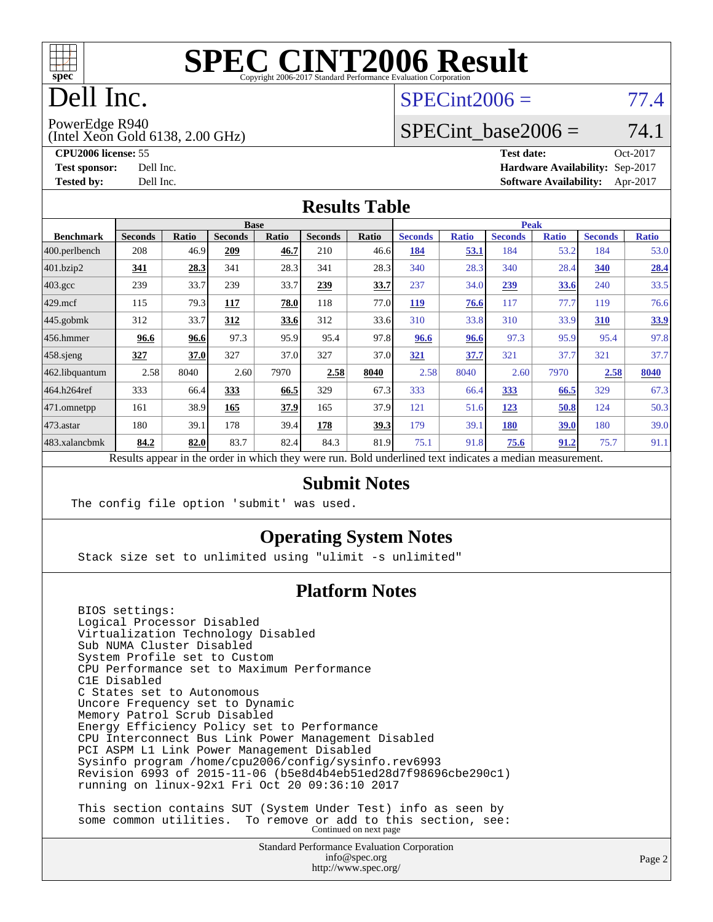# SPEC CINT2006 Result

Copyright 2006-2017 Standard Performance Evaluation Corporation

# Dell Inc.

PowerEdge R940
(Intel Xeon Gold 6138, 2.00 GHz)

SPECint2006 = 77.4

SPECint_base2006 = 74.1

**CPU2006 license:** 55
**Test sponsor:** Dell Inc.
**Tested by:** Dell Inc.

**Test date:** Oct-2017
**Hardware Availability:** Sep-2017
**Software Availability:** Apr-2017

## Results Table

| Benchmark | Base | | | | | | Peak | | | | | |
|---|---|---|---|---|---|---|---|---|---|---|---|---|
| | Seconds | Ratio | Seconds | Ratio | Seconds | Ratio | Seconds | Ratio | Seconds | Ratio | Seconds | Ratio |
| 400.perlbench | 208 | 46.9 | **209** | **46.7** | 210 | 46.6 | **184** | **53.1** | 184 | 53.2 | 184 | 53.0 |
| 401.bzip2 | **341** | **28.3** | 341 | 28.3 | 341 | 28.3 | 340 | 28.3 | 340 | 28.4 | **340** | **28.4** |
| 403.gcc | 239 | 33.7 | 239 | 33.7 | **239** | **33.7** | 237 | 34.0 | **239** | **33.6** | 240 | 33.5 |
| 429.mcf | 115 | 79.3 | **117** | **78.0** | 118 | 77.0 | **119** | **76.6** | 117 | 77.7 | 119 | 76.6 |
| 445.gobmk | 312 | 33.7 | **312** | **33.6** | 312 | 33.6 | 310 | 33.8 | 310 | 33.9 | **310** | **33.9** |
| 456.hmmer | **96.6** | **96.6** | 97.3 | 95.9 | 95.4 | 97.8 | **96.6** | **96.6** | 97.3 | 95.9 | 95.4 | 97.8 |
| 458.sjeng | **327** | **37.0** | 327 | 37.0 | 327 | 37.0 | **321** | **37.7** | 321 | 37.7 | 321 | 37.7 |
| 462.libquantum | 2.58 | 8040 | 2.60 | 7970 | **2.58** | **8040** | 2.58 | 8040 | 2.60 | 7970 | **2.58** | **8040** |
| 464.h264ref | 333 | 66.4 | **333** | **66.5** | 329 | 67.3 | 333 | 66.4 | **333** | **66.5** | 329 | 67.3 |
| 471.omnetpp | 161 | 38.9 | **165** | **37.9** | 165 | 37.9 | 121 | 51.6 | **123** | **50.8** | 124 | 50.3 |
| 473.astar | 180 | 39.1 | 178 | 39.4 | **178** | **39.3** | 179 | 39.1 | **180** | **39.0** | 180 | 39.0 |
| 483.xalancbmk | **84.2** | **82.0** | 83.7 | 82.4 | 84.3 | 81.9 | 75.1 | 91.8 | **75.6** | **91.2** | 75.7 | 91.1 |

Results appear in the order in which they were run. Bold underlined text indicates a median measurement.

## Submit Notes

```
The config file option 'submit' was used.
```

## Operating System Notes

```
Stack size set to unlimited using "ulimit -s unlimited"
```

## Platform Notes

```
BIOS settings:
Logical Processor Disabled
Virtualization Technology Disabled
Sub NUMA Cluster Disabled
System Profile set to Custom
CPU Performance set to Maximum Performance
C1E Disabled
C States set to Autonomous
Uncore Frequency set to Dynamic
Memory Patrol Scrub Disabled
Energy Efficiency Policy set to Performance
CPU Interconnect Bus Link Power Management Disabled
PCI ASPM L1 Link Power Management Disabled
Sysinfo program /home/cpu2006/config/sysinfo.rev6993
Revision 6993 of 2015-11-06 (b5e8d4b4eb51ed28d7f98696cbe290c1)
running on linux-92x1 Fri Oct 20 09:36:10 2017

This section contains SUT (System Under Test) info as seen by
some common utilities.  To remove or add to this section, see:
```

Continued on next page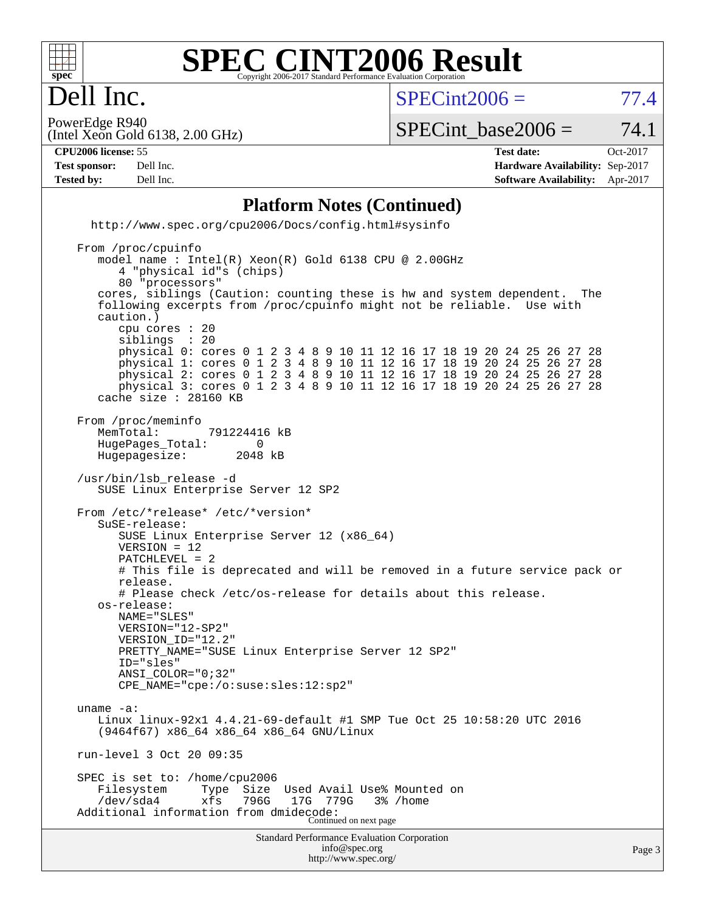# SPEC CINT2006 Result

Copyright 2006-2017 Standard Performance Evaluation Corporation

# Dell Inc.

PowerEdge R940
(Intel Xeon Gold 6138, 2.00 GHz)

SPECint2006 = 77.4

SPECint_base2006 = 74.1

| | | | |
|---|---|---|---|
| **CPU2006 license:** 55 | | **Test date:** | Oct-2017 |
| **Test sponsor:** | Dell Inc. | **Hardware Availability:** | Sep-2017 |
| **Tested by:** | Dell Inc. | **Software Availability:** | Apr-2017 |

## Platform Notes (Continued)

```
  http://www.spec.org/cpu2006/Docs/config.html#sysinfo

From /proc/cpuinfo
   model name : Intel(R) Xeon(R) Gold 6138 CPU @ 2.00GHz
      4 "physical id"s (chips)
      80 "processors"
   cores, siblings (Caution: counting these is hw and system dependent.  The
   following excerpts from /proc/cpuinfo might not be reliable.  Use with
   caution.)
      cpu cores : 20
      siblings  : 20
      physical 0: cores 0 1 2 3 4 8 9 10 11 12 16 17 18 19 20 24 25 26 27 28
      physical 1: cores 0 1 2 3 4 8 9 10 11 12 16 17 18 19 20 24 25 26 27 28
      physical 2: cores 0 1 2 3 4 8 9 10 11 12 16 17 18 19 20 24 25 26 27 28
      physical 3: cores 0 1 2 3 4 8 9 10 11 12 16 17 18 19 20 24 25 26 27 28
   cache size : 28160 KB

From /proc/meminfo
   MemTotal:       791224416 kB
   HugePages_Total:       0
   Hugepagesize:       2048 kB

/usr/bin/lsb_release -d
   SUSE Linux Enterprise Server 12 SP2

From /etc/*release* /etc/*version*
   SuSE-release:
      SUSE Linux Enterprise Server 12 (x86_64)
      VERSION = 12
      PATCHLEVEL = 2
      # This file is deprecated and will be removed in a future service pack or
      release.
      # Please check /etc/os-release for details about this release.
   os-release:
      NAME="SLES"
      VERSION="12-SP2"
      VERSION_ID="12.2"
      PRETTY_NAME="SUSE Linux Enterprise Server 12 SP2"
      ID="sles"
      ANSI_COLOR="0;32"
      CPE_NAME="cpe:/o:suse:sles:12:sp2"

uname -a:
   Linux linux-92x1 4.4.21-69-default #1 SMP Tue Oct 25 10:58:20 UTC 2016
   (9464f67) x86_64 x86_64 x86_64 GNU/Linux

run-level 3 Oct 20 09:35

SPEC is set to: /home/cpu2006
   Filesystem     Type  Size  Used Avail Use% Mounted on
   /dev/sda4      xfs   796G   17G  779G   3% /home
Additional information from dmidecode:
```

Continued on next page

Standard Performance Evaluation Corporation
info@spec.org
http://www.spec.org/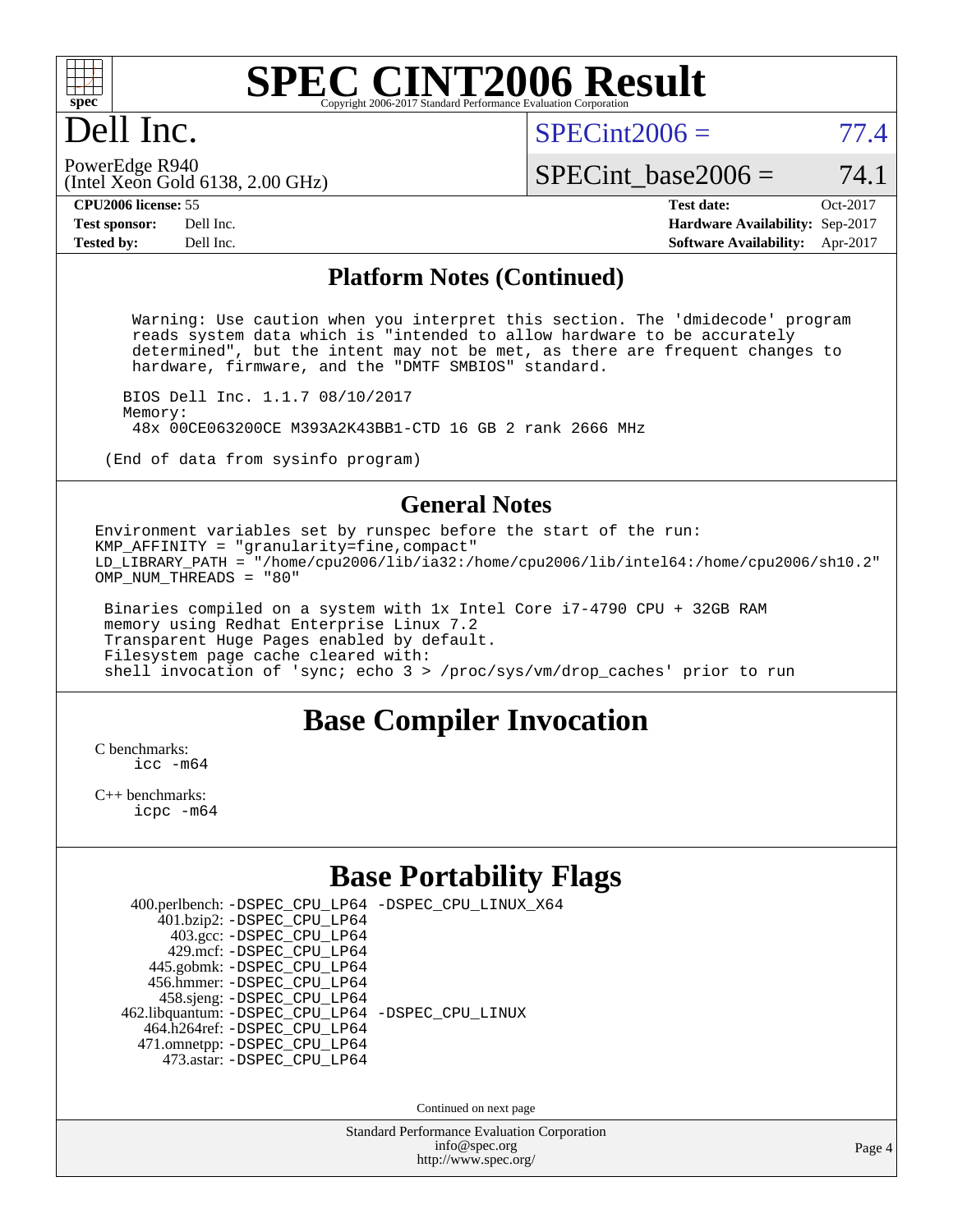# SPEC CINT2006 Result

Copyright 2006-2017 Standard Performance Evaluation Corporation

## Dell Inc.

PowerEdge R940
(Intel Xeon Gold 6138, 2.00 GHz)

SPECint2006 = 77.4

SPECint_base2006 = 74.1

| | | | |
|---|---|---|---|
| **CPU2006 license:** | 55 | **Test date:** | Oct-2017 |
| **Test sponsor:** | Dell Inc. | **Hardware Availability:** | Sep-2017 |
| **Tested by:** | Dell Inc. | **Software Availability:** | Apr-2017 |

## Platform Notes (Continued)

```
Warning: Use caution when you interpret this section. The 'dmidecode' program
reads system data which is "intended to allow hardware to be accurately
determined", but the intent may not be met, as there are frequent changes to
hardware, firmware, and the "DMTF SMBIOS" standard.

BIOS Dell Inc. 1.1.7 08/10/2017
Memory:
 48x 00CE063200CE M393A2K43BB1-CTD 16 GB 2 rank 2666 MHz

(End of data from sysinfo program)
```

## General Notes

```
Environment variables set by runspec before the start of the run:
KMP_AFFINITY = "granularity=fine,compact"
LD_LIBRARY_PATH = "/home/cpu2006/lib/ia32:/home/cpu2006/lib/intel64:/home/cpu2006/sh10.2"
OMP_NUM_THREADS = "80"

 Binaries compiled on a system with 1x Intel Core i7-4790 CPU + 32GB RAM
 memory using Redhat Enterprise Linux 7.2
 Transparent Huge Pages enabled by default.
 Filesystem page cache cleared with:
 shell invocation of 'sync; echo 3 > /proc/sys/vm/drop_caches' prior to run
```

## Base Compiler Invocation

C benchmarks:
 icc -m64

C++ benchmarks:
 icpc -m64

## Base Portability Flags

```
 400.perlbench: -DSPEC_CPU_LP64 -DSPEC_CPU_LINUX_X64
     401.bzip2: -DSPEC_CPU_LP64
       403.gcc: -DSPEC_CPU_LP64
       429.mcf: -DSPEC_CPU_LP64
     445.gobmk: -DSPEC_CPU_LP64
     456.hmmer: -DSPEC_CPU_LP64
     458.sjeng: -DSPEC_CPU_LP64
462.libquantum: -DSPEC_CPU_LP64 -DSPEC_CPU_LINUX
   464.h264ref: -DSPEC_CPU_LP64
   471.omnetpp: -DSPEC_CPU_LP64
     473.astar: -DSPEC_CPU_LP64
```

Continued on next page

Standard Performance Evaluation Corporation
info@spec.org
http://www.spec.org/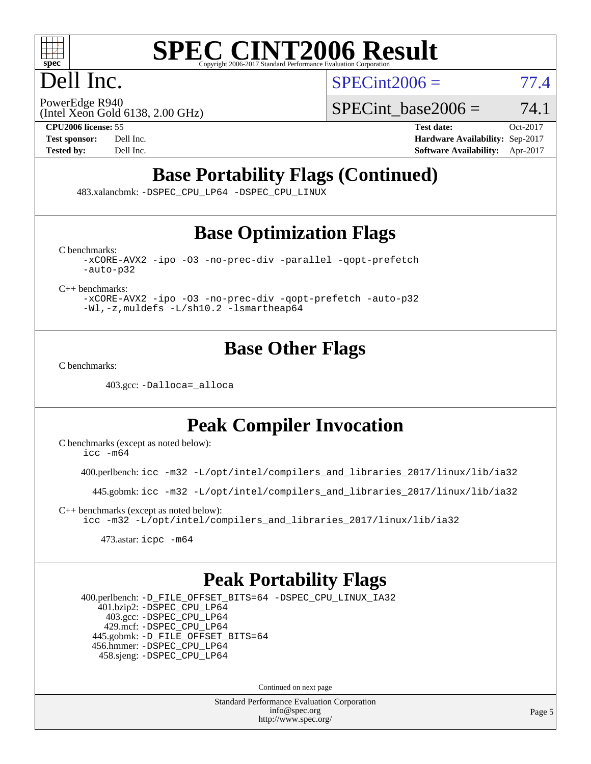# SPEC CINT2006 Result

Copyright 2006-2017 Standard Performance Evaluation Corporation

## Dell Inc.

PowerEdge R940
(Intel Xeon Gold 6138, 2.00 GHz)

SPECint2006 = 77.4

SPECint_base2006 = 74.1

**CPU2006 license:** 55
**Test sponsor:** Dell Inc.
**Tested by:** Dell Inc.

**Test date:** Oct-2017
**Hardware Availability:** Sep-2017
**Software Availability:** Apr-2017

## Base Portability Flags (Continued)

483.xalancbmk: -DSPEC_CPU_LP64 -DSPEC_CPU_LINUX

## Base Optimization Flags

C benchmarks:

```
-xCORE-AVX2 -ipo -O3 -no-prec-div -parallel -qopt-prefetch
-auto-p32
```

C++ benchmarks:

```
-xCORE-AVX2 -ipo -O3 -no-prec-div -qopt-prefetch -auto-p32
-Wl,-z,muldefs -L/sh10.2 -lsmartheap64
```

## Base Other Flags

C benchmarks:

403.gcc: -Dalloca=_alloca

## Peak Compiler Invocation

C benchmarks (except as noted below):

```
icc -m64
```

400.perlbench: icc -m32 -L/opt/intel/compilers_and_libraries_2017/linux/lib/ia32

445.gobmk: icc -m32 -L/opt/intel/compilers_and_libraries_2017/linux/lib/ia32

C++ benchmarks (except as noted below):

```
icc -m32 -L/opt/intel/compilers_and_libraries_2017/linux/lib/ia32
```

473.astar: icpc -m64

## Peak Portability Flags

400.perlbench: -D_FILE_OFFSET_BITS=64 -DSPEC_CPU_LINUX_IA32
401.bzip2: -DSPEC_CPU_LP64
403.gcc: -DSPEC_CPU_LP64
429.mcf: -DSPEC_CPU_LP64
445.gobmk: -D_FILE_OFFSET_BITS=64
456.hmmer: -DSPEC_CPU_LP64
458.sjeng: -DSPEC_CPU_LP64

Continued on next page

Standard Performance Evaluation Corporation
info@spec.org
http://www.spec.org/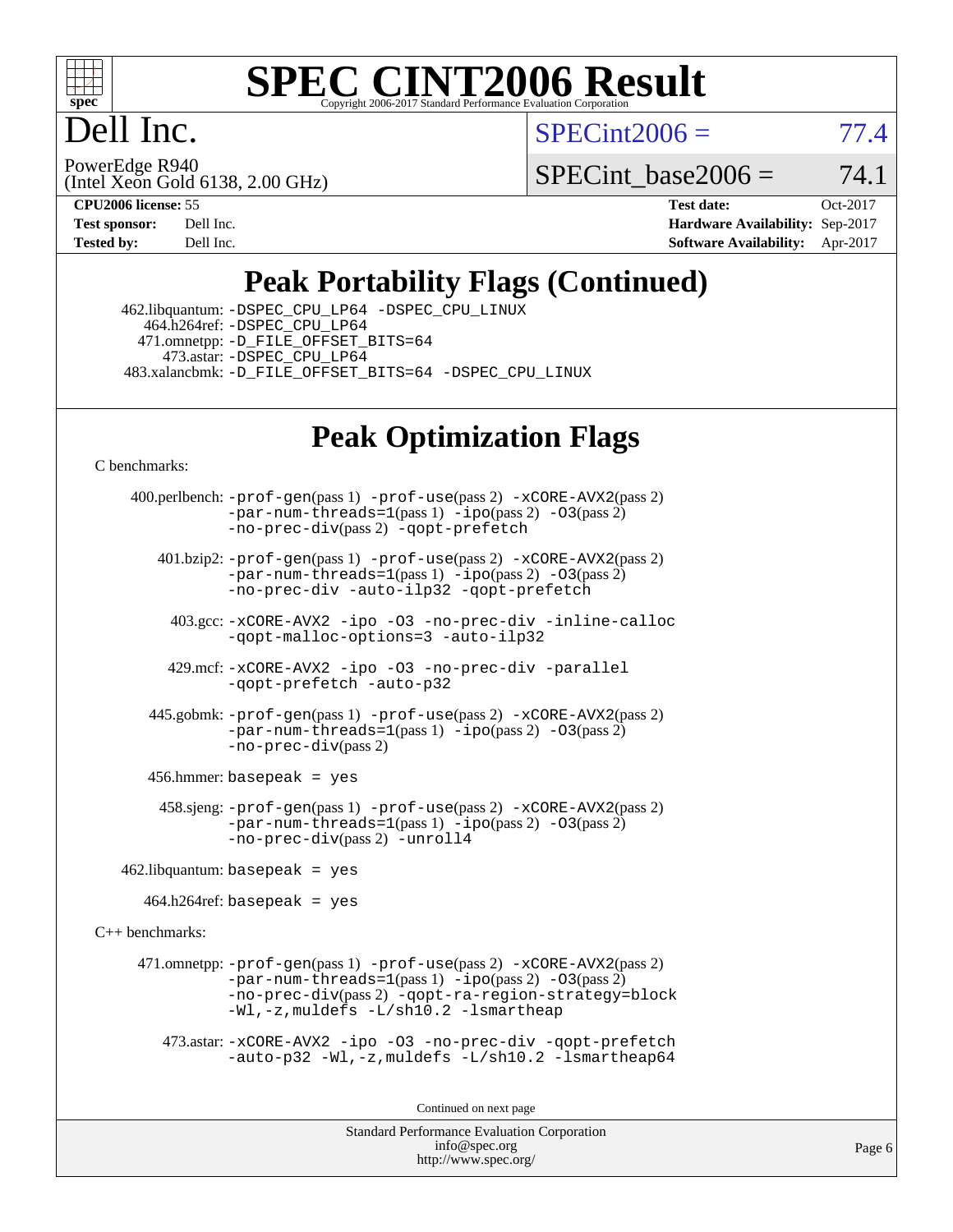# SPEC CINT2006 Result

Copyright 2006-2017 Standard Performance Evaluation Corporation

# Dell Inc.

PowerEdge R940
(Intel Xeon Gold 6138, 2.00 GHz)

SPECint2006 = 77.4

SPECint_base2006 = 74.1

| | | | |
|---|---|---|---|
| **CPU2006 license:** 55 | | **Test date:** | Oct-2017 |
| **Test sponsor:** | Dell Inc. | **Hardware Availability:** | Sep-2017 |
| **Tested by:** | Dell Inc. | **Software Availability:** | Apr-2017 |

## Peak Portability Flags (Continued)

462.libquantum: -DSPEC_CPU_LP64 -DSPEC_CPU_LINUX
464.h264ref: -DSPEC_CPU_LP64
471.omnetpp: -D_FILE_OFFSET_BITS=64
473.astar: -DSPEC_CPU_LP64
483.xalancbmk: -D_FILE_OFFSET_BITS=64 -DSPEC_CPU_LINUX

## Peak Optimization Flags

C benchmarks:

400.perlbench: -prof-gen(pass 1) -prof-use(pass 2) -xCORE-AVX2(pass 2) -par-num-threads=1(pass 1) -ipo(pass 2) -O3(pass 2) -no-prec-div(pass 2) -qopt-prefetch

401.bzip2: -prof-gen(pass 1) -prof-use(pass 2) -xCORE-AVX2(pass 2) -par-num-threads=1(pass 1) -ipo(pass 2) -O3(pass 2) -no-prec-div -auto-ilp32 -qopt-prefetch

403.gcc: -xCORE-AVX2 -ipo -O3 -no-prec-div -inline-calloc -qopt-malloc-options=3 -auto-ilp32

429.mcf: -xCORE-AVX2 -ipo -O3 -no-prec-div -parallel -qopt-prefetch -auto-p32

445.gobmk: -prof-gen(pass 1) -prof-use(pass 2) -xCORE-AVX2(pass 2) -par-num-threads=1(pass 1) -ipo(pass 2) -O3(pass 2) -no-prec-div(pass 2)

456.hmmer: basepeak = yes

458.sjeng: -prof-gen(pass 1) -prof-use(pass 2) -xCORE-AVX2(pass 2) -par-num-threads=1(pass 1) -ipo(pass 2) -O3(pass 2) -no-prec-div(pass 2) -unroll4

462.libquantum: basepeak = yes

464.h264ref: basepeak = yes

C++ benchmarks:

471.omnetpp: -prof-gen(pass 1) -prof-use(pass 2) -xCORE-AVX2(pass 2) -par-num-threads=1(pass 1) -ipo(pass 2) -O3(pass 2) -no-prec-div(pass 2) -qopt-ra-region-strategy=block -Wl,-z,muldefs -L/sh10.2 -lsmartheap

473.astar: -xCORE-AVX2 -ipo -O3 -no-prec-div -qopt-prefetch -auto-p32 -Wl,-z,muldefs -L/sh10.2 -lsmartheap64

Continued on next page

Standard Performance Evaluation Corporation
info@spec.org
http://www.spec.org/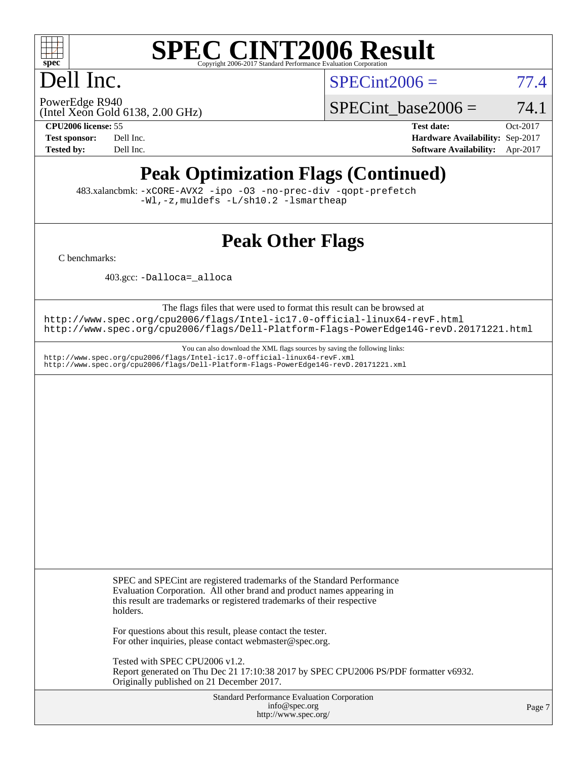# SPEC CINT2006 Result

Copyright 2006-2017 Standard Performance Evaluation Corporation

## Dell Inc.

PowerEdge R940
(Intel Xeon Gold 6138, 2.00 GHz)

SPECint2006 = 77.4

SPECint_base2006 = 74.1

| | | | |
|---|---|---|---|
| **CPU2006 license:** 55 | | **Test date:** | Oct-2017 |
| **Test sponsor:** | Dell Inc. | **Hardware Availability:** | Sep-2017 |
| **Tested by:** | Dell Inc. | **Software Availability:** | Apr-2017 |

## Peak Optimization Flags (Continued)

483.xalancbmk: -xCORE-AVX2 -ipo -O3 -no-prec-div -qopt-prefetch -Wl,-z,muldefs -L/sh10.2 -lsmartheap

## Peak Other Flags

C benchmarks:

403.gcc: -Dalloca=_alloca

The flags files that were used to format this result can be browsed at
http://www.spec.org/cpu2006/flags/Intel-ic17.0-official-linux64-revF.html
http://www.spec.org/cpu2006/flags/Dell-Platform-Flags-PowerEdge14G-revD.20171221.html

You can also download the XML flags sources by saving the following links:
http://www.spec.org/cpu2006/flags/Intel-ic17.0-official-linux64-revF.xml
http://www.spec.org/cpu2006/flags/Dell-Platform-Flags-PowerEdge14G-revD.20171221.xml

SPEC and SPECint are registered trademarks of the Standard Performance Evaluation Corporation. All other brand and product names appearing in this result are trademarks or registered trademarks of their respective holders.

For questions about this result, please contact the tester.
For other inquiries, please contact webmaster@spec.org.

Tested with SPEC CPU2006 v1.2.
Report generated on Thu Dec 21 17:10:38 2017 by SPEC CPU2006 PS/PDF formatter v6932.
Originally published on 21 December 2017.